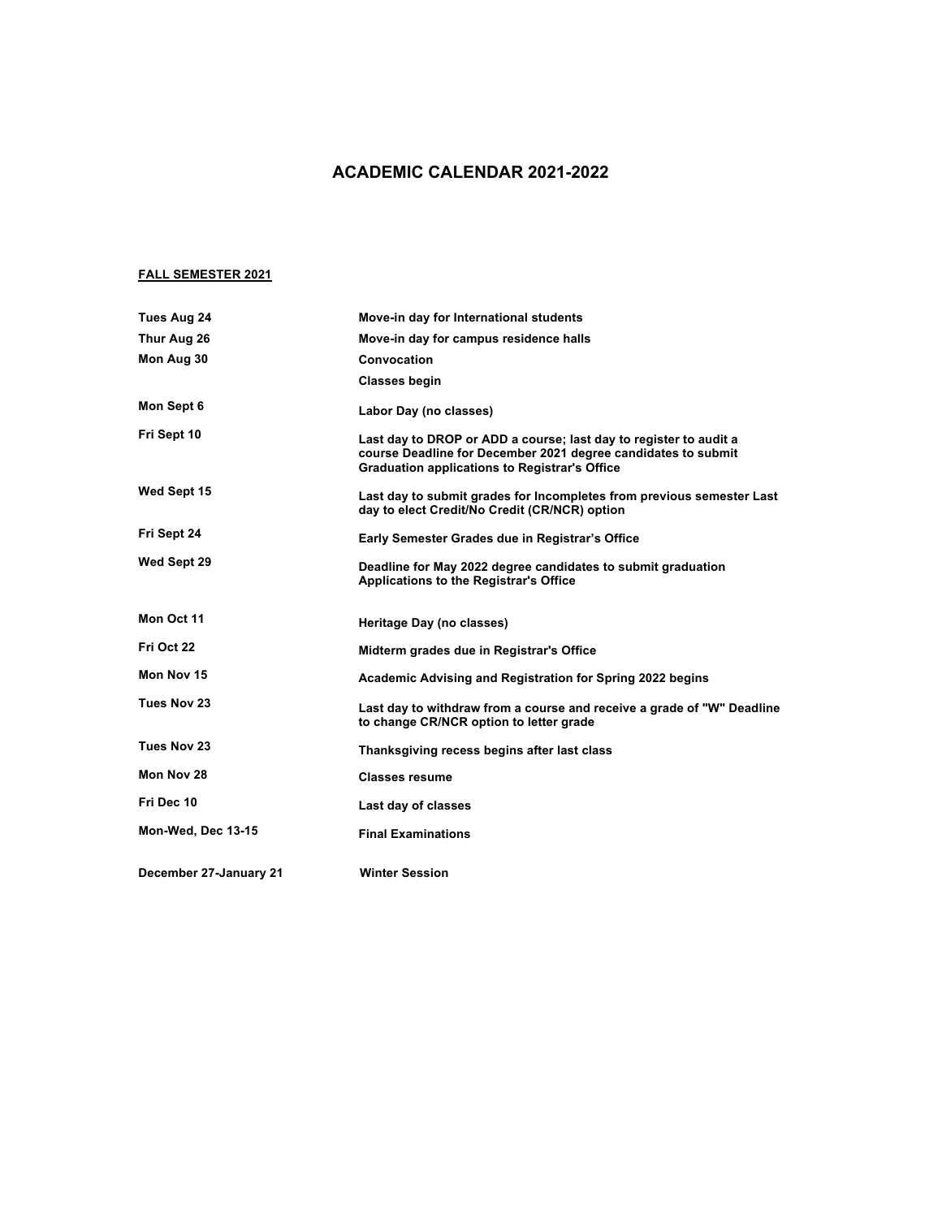# ACADEMIC CALENDAR 2021-2022

## FALL SEMESTER 2021

| | |
|---|---|
| **Tues Aug 24** | **Move-in day for International students** |
| **Thur Aug 26** | **Move-in day for campus residence halls** |
| **Mon Aug 30** | **Convocation** |
| | **Classes begin** |
| **Mon Sept 6** | **Labor Day (no classes)** |
| **Fri Sept 10** | **Last day to DROP or ADD a course; last day to register to audit a course Deadline for December 2021 degree candidates to submit Graduation applications to Registrar's Office** |
| **Wed Sept 15** | **Last day to submit grades for Incompletes from previous semester Last day to elect Credit/No Credit (CR/NCR) option** |
| **Fri Sept 24** | **Early Semester Grades due in Registrar's Office** |
| **Wed Sept 29** | **Deadline for May 2022 degree candidates to submit graduation Applications to the Registrar's Office** |
| **Mon Oct 11** | **Heritage Day (no classes)** |
| **Fri Oct 22** | **Midterm grades due in Registrar's Office** |
| **Mon Nov 15** | **Academic Advising and Registration for Spring 2022 begins** |
| **Tues Nov 23** | **Last day to withdraw from a course and receive a grade of "W" Deadline to change CR/NCR option to letter grade** |
| **Tues Nov 23** | **Thanksgiving recess begins after last class** |
| **Mon Nov 28** | **Classes resume** |
| **Fri Dec 10** | **Last day of classes** |
| **Mon-Wed, Dec 13-15** | **Final Examinations** |
| **December 27-January 21** | **Winter Session** |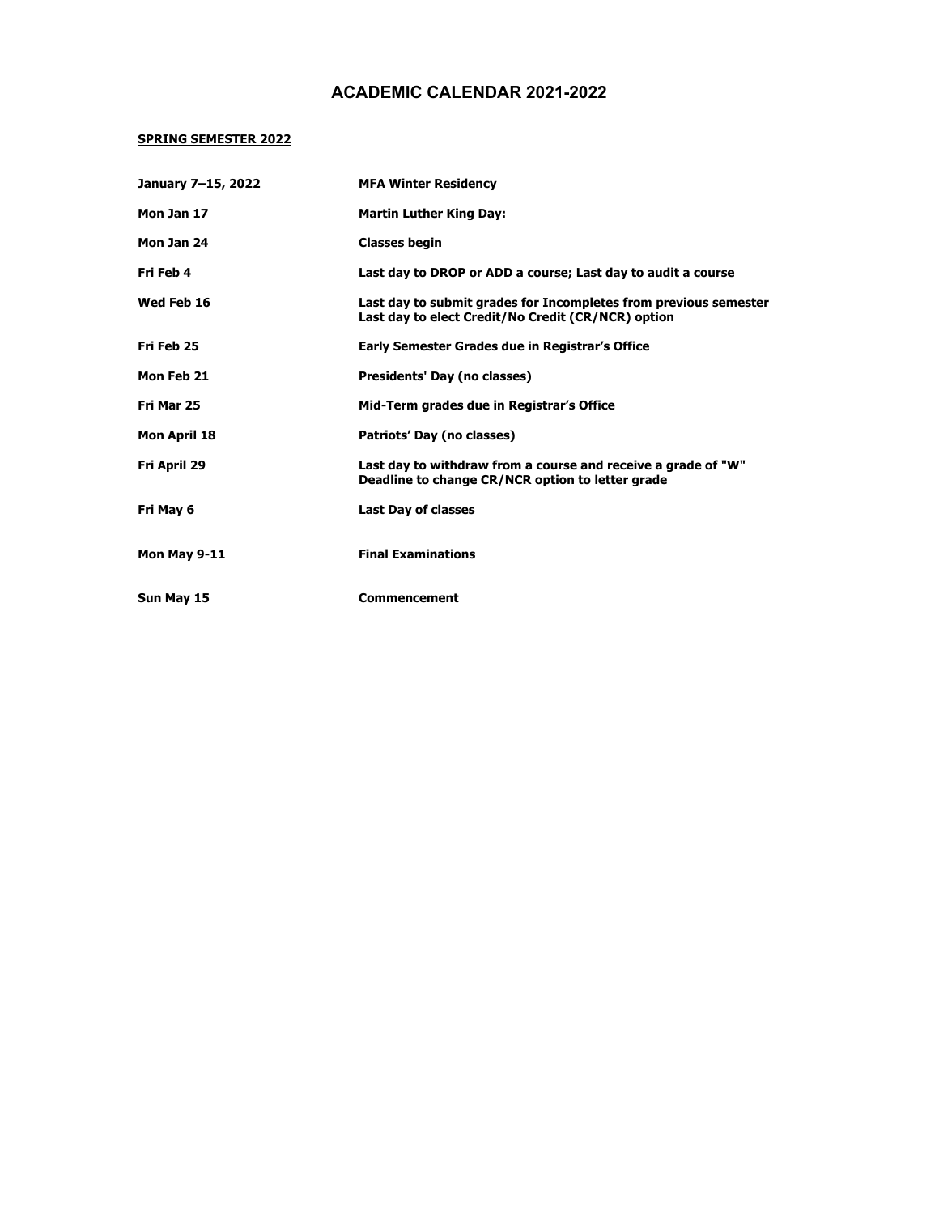# ACADEMIC CALENDAR 2021-2022

## SPRING SEMESTER 2022

| | |
|---|---|
| **January 7–15, 2022** | **MFA Winter Residency** |
| **Mon Jan 17** | **Martin Luther King Day:** |
| **Mon Jan 24** | **Classes begin** |
| **Fri Feb 4** | **Last day to DROP or ADD a course; Last day to audit a course** |
| **Wed Feb 16** | **Last day to submit grades for Incompletes from previous semester**<br>**Last day to elect Credit/No Credit (CR/NCR) option** |
| **Fri Feb 25** | **Early Semester Grades due in Registrar's Office** |
| **Mon Feb 21** | **Presidents' Day (no classes)** |
| **Fri Mar 25** | **Mid-Term grades due in Registrar's Office** |
| **Mon April 18** | **Patriots' Day (no classes)** |
| **Fri April 29** | **Last day to withdraw from a course and receive a grade of "W"**<br>**Deadline to change CR/NCR option to letter grade** |
| **Fri May 6** | **Last Day of classes** |
| **Mon May 9-11** | **Final Examinations** |
| **Sun May 15** | **Commencement** |